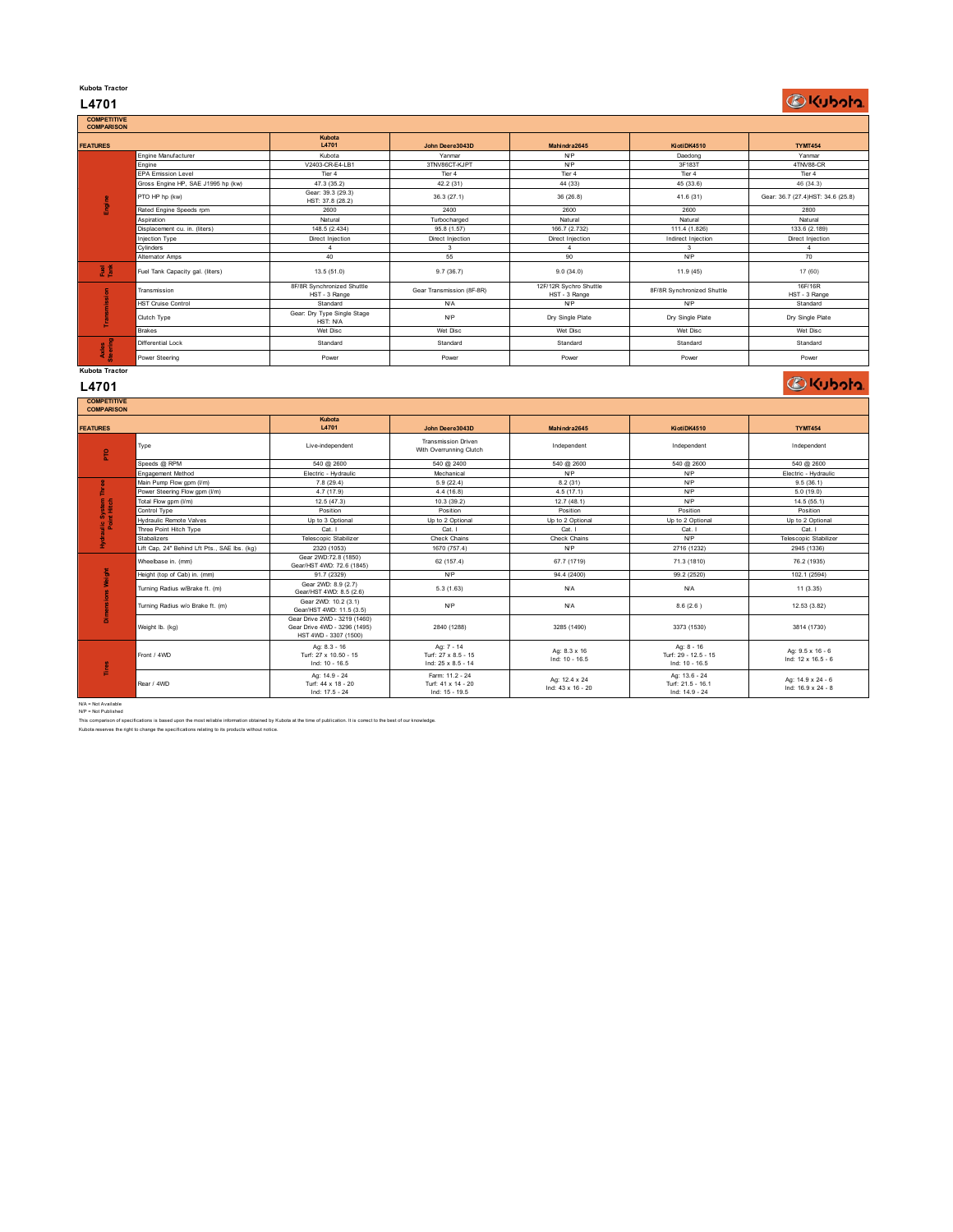Kubota Tractor

# L4701

## COMPETITIVE COMPARISON

| FEATURES | | Kubota L4701 | John Deere3043D | Mahindra2645 | KiotiDK4510 | TYMT454 |
|---|---|---|---|---|---|---|
| Engine | Engine Manufacturer | Kubota | Yanmar | N/P | Daedong | Yanmar |
| | Engine | V2403-CR-E4-LB1 | 3TNV86CT-KJPT | N/P | 3F183T | 4TNV88-CR |
| | EPA Emission Level | Tier 4 | Tier 4 | Tier 4 | Tier 4 | Tier 4 |
| | Gross Engine HP, SAE J1995 hp (kw) | 47.3 (35.2) | 42.2 (31) | 44 (33) | 45 (33.6) | 46 (34.3) |
| | PTO HP hp (kw) | Gear: 39.3 (29.3) HST: 37.8 (28.2) | 36.3 (27.1) | 36 (26.8) | 41.6 (31) | Gear: 36.7 (27.4)HST: 34.6 (25.8) |
| | Rated Engine Speeds rpm | 2600 | 2400 | 2600 | 2600 | 2800 |
| | Aspiration | Natural | Turbocharged | Natural | Natural | Natural |
| | Displacement cu. in. (liters) | 148.5 (2.434) | 95.8 (1.57) | 166.7 (2.732) | 111.4 (1.826) | 133.6 (2.189) |
| | Injection Type | Direct Injection | Direct Injection | Direct Injection | Indirect Injection | Direct Injection |
| | Cylinders | 4 | 3 | 4 | 3 | 4 |
| | Alternator Amps | 40 | 55 | 90 | N/P | 70 |
| Fuel Tank | Fuel Tank Capacity gal. (liters) | 13.5 (51.0) | 9.7 (36.7) | 9.0 (34.0) | 11.9 (45) | 17 (60) |
| Transmission | Transmission | 8F/8R Synchronized Shuttle HST - 3 Range | Gear Transmission (8F-8R) | 12F/12R Sychro Shuttle HST - 3 Range | 8F/8R Synchronized Shuttle | 16F/16R HST - 3 Range |
| | HST Cruise Control | Standard | N/A | N/P | N/P | Standard |
| | Clutch Type | Gear: Dry Type Single Stage HST: N/A | N/P | Dry Single Plate | Dry Single Plate | Dry Single Plate |
| | Brakes | Wet Disc | Wet Disc | Wet Disc | Wet Disc | Wet Disc |
| Axles Steering | Differential Lock | Standard | Standard | Standard | Standard | Standard |
| | Power Steering | Power | Power | Power | Power | Power |

Kubota Tractor

# L4701

## COMPETITIVE COMPARISON

| FEATURES | | Kubota L4701 | John Deere3043D | Mahindra2645 | KiotiDK4510 | TYMT454 |
|---|---|---|---|---|---|---|
| PTO | Type | Live-independent | Transmission Driven With Overrunning Clutch | Independent | Independent | Independent |
| | Speeds @ RPM | 540 @ 2600 | 540 @ 2400 | 540 @ 2600 | 540 @ 2600 | 540 @ 2600 |
| | Engagement Method | Electric - Hydraulic | Mechanical | N/P | N/P | Electric - Hydraulic |
| Hydraulic System Three Point Hitch | Main Pump Flow gpm (l/m) | 7.8 (29.4) | 5.9 (22.4) | 8.2 (31) | N/P | 9.5 (36.1) |
| | Power Steering Flow gpm (l/m) | 4.7 (17.9) | 4.4 (16.8) | 4.5 (17.1) | N/P | 5.0 (19.0) |
| | Total Flow gpm (l/m) | 12.5 (47.3) | 10.3 (39.2) | 12.7 (48.1) | N/P | 14.5 (55.1) |
| | Control Type | Position | Position | Position | Position | Position |
| | Hydraulic Remote Valves | Up to 3 Optional | Up to 2 Optional | Up to 2 Optional | Up to 2 Optional | Up to 2 Optional |
| | Three Point Hitch Type | Cat. I | Cat. I | Cat. I | Cat. I | Cat. I |
| | Stabalizers | Telescopic Stabilizer | Check Chains | Check Chains | N/P | Telescopic Stabilizer |
| | Lift Cap, 24" Behind Lft Pts., SAE lbs. (kg) | 2320 (1053) | 1670 (757.4) | N/P | 2716 (1232) | 2945 (1336) |
| Dimensions Weight | Wheelbase in. (mm) | Gear 2WD:72.8 (1850) Gear/HST 4WD: 72.6 (1845) | 62 (157.4) | 67.7 (1719) | 71.3 (1810) | 76.2 (1935) |
| | Height (top of Cab) in. (mm) | 91.7 (2329) | N/P | 94.4 (2400) | 99.2 (2520) | 102.1 (2594) |
| | Turning Radius w/Brake ft. (m) | Gear 2WD: 8.9 (2.7) Gear/HST 4WD: 8.5 (2.6) | 5.3 (1.63) | N/A | N/A | 11 (3.35) |
| | Turning Radius w/o Brake ft. (m) | Gear 2WD: 10.2 (3.1) Gear/HST 4WD: 11.5 (3.5) | N/P | N/A | 8.6 (2.6 ) | 12.53 (3.82) |
| | Weight lb. (kg) | Gear Drive 2WD - 3219 (1460) Gear Drive 4WD - 3296 (1495) HST 4WD - 3307 (1500) | 2840 (1288) | 3285 (1490) | 3373 (1530) | 3814 (1730) |
| Tires | Front / 4WD | Ag: 8.3 - 16 Turf: 27 x 10.50 - 15 Ind: 10 - 16.5 | Ag: 7 - 14 Turf: 27 x 8.5 - 15 Ind: 25 x 8.5 - 14 | Ag: 8.3 x 16 Ind: 10 - 16.5 | Ag: 8 - 16 Turf: 29 - 12.5 - 15 Ind: 10 - 16.5 | Ag: 9.5 x 16 - 6 Ind: 12 x 16.5 - 6 |
| | Rear / 4WD | Ag: 14.9 - 24 Turf: 44 x 18 - 20 Ind: 17.5 - 24 | Farm: 11.2 - 24 Turf: 41 x 14 - 20 Ind: 15 - 19.5 | Ag: 12.4 x 24 Ind: 43 x 16 - 20 | Ag: 13.6 - 24 Turf: 21.5 - 16.1 Ind: 14.9 - 24 | Ag: 14.9 x 24 - 6 Ind: 16.9 x 24 - 8 |

N/A = Not Available
N/P = Not Published

This comparison of specifications is based upon the most reliable information obtained by Kubota at the time of publication. It is correct to the best of our knowledge.

Kubota reserves the right to change the specifications relating to its products without notice.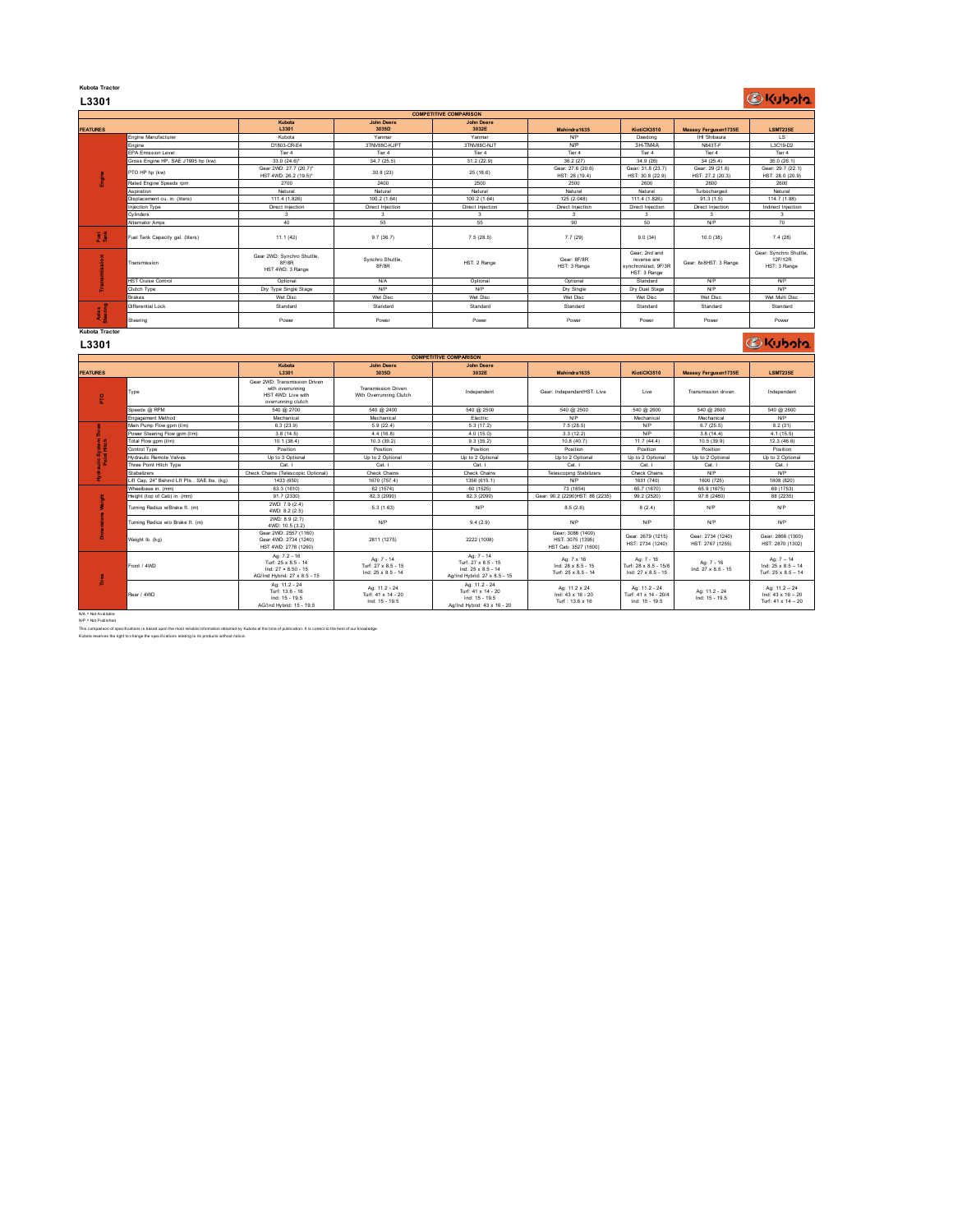Kubota Tractor

## L3301

**COMPETITIVE COMPARISON**

| FEATURES | | Kubota L3301 | John Deere 3035D | John Deere 3032E | Mahindra1635 | KiotiCK3510 | Massey Ferguson1735E | LSMT235E |
|---|---|---|---|---|---|---|---|---|
| Engine | Engine Manufacturer | Kubota | Yanmar | Yanmar | N/P | Daedong | IHI Shibaura | LS |
| | Engine | D1803-CR-E4 | 3TNV88C-KJPT | 3TNV86C-NJT | N/P | 3H-TM4A | N843T-F | L3C19-D2 |
| | EPA Emission Level | Tier 4 | Tier 4 | Tier 4 | Tier 4 | Tier 4 | Tier 4 | Tier 4 |
| | Gross Engine HP, SAE J1995 hp (kw) | 33.0 (24.6)* | 34.7 (25.5) | 31.2 (22.9) | 36.2 (27) | 34.9 (26) | 34 (25.4) | 35.0 (26.1) |
| | PTO HP hp (kw) | Gear 2WD: 27.7 (20.7)* HST 4WD: 26.2 (19.5)* | 30.8 (23) | 25 (18.6) | Gear: 27.6 (20.6) HST: 26 (19.4) | Gear: 31.8 (23.7) HST: 30.8 (22.9) | Gear: 29 (21.6) HST: 27.2 (20.3) | Gear: 29.7 (22.1) HST: 28.0 (20.9) |
| | Rated Engine Speeds rpm | 2700 | 2400 | 2500 | 2500 | 2600 | 2600 | 2600 |
| | Aspiration | Natural | Natural | Natural | Natural | Natural | Turbocharged | Natural |
| | Displacement cu. in. (liters) | 111.4 (1.826) | 100.2 (1.64) | 100.2 (1.64) | 125 (2.048) | 111.4 (1.826) | 91.3 (1.5) | 114.7 (1.88) |
| | Injection Type | Direct Injection | Direct Injection | Direct Injection | Direct Injection | Direct Injection | Direct Injection | Indirect Injection |
| | Cylinders | 3 | 3 | 3 | 3 | 3 | 3 | 3 |
| | Alternator Amps | 40 | 55 | 55 | 90 | 50 | N/P | 70 |
| Fuel Tank | Fuel Tank Capacity gal. (liters) | 11.1 (42) | 9.7 (36.7) | 7.5 (28.5) | 7.7 (29) | 9.0 (34) | 10.0 (38) | 7.4 (28) |
| Transmission | Transmission | Gear 2WD: Synchro Shuttle, 8F/8R HST 4WD: 3 Range | Synchro Shuttle, 8F/8R | HST: 2 Range | Gear: 8F/8R HST: 3 Range | Gear: 2nd and reverse are synchronized, 9F/3R HST: 3 Range | Gear: 8x8HST: 3 Range | Gear: Synchro Shuttle, 12F/12R HST: 3 Range |
| | HST Cruise Control | Optional | N/A | Optional | Optional | Standard | N/P | N/P |
| | Clutch Type | Dry Type Single Stage | N/P | N/P | Dry Single | Dry Dual Stage | N/P | N/P |
| | Brakes | Wet Disc | Wet Disc | Wet Disc | Wet Disc | Wet Disc | Wet Disc | Wet Multi Disc |
| Axles Steering | Differential Lock | Standard | Standard | Standard | Standard | Standard | Standard | Standard |
| | Steering | Power | Power | Power | Power | Power | Power | Power |

Kubota Tractor

## L3301

**COMPETITIVE COMPARISON**

| FEATURES | | Kubota L3301 | John Deere 3035D | John Deere 3032E | Mahindra1635 | KiotiCK3510 | Massey Ferguson1735E | LSMT235E |
|---|---|---|---|---|---|---|---|---|
| PTO | Type | Gear 2WD: Transmission Driven with overrunning HST 4WD: Live with overrunning clutch | Transmission Driven With Overrunning Clutch | Independent | Gear: IndependentHST: Live | Live | Transmission driven | Independent |
| | Speeds @ RPM | 540 @ 2700 | 540 @ 2400 | 540 @ 2500 | 540 @ 2500 | 540 @ 2600 | 540 @ 2600 | 540 @ 2600 |
| | Engagement Method | Mechanical | Mechanical | Electric | N/P | Mechanical | Mechanical | N/P |
| Hydraulic System Three Point Hitch | Main Pump Flow gpm (l/m) | 6.3 (23.9) | 5.9 (22.4) | 5.3 (17.2) | 7.5 (28.5) | N/P | 6.7 (25.5) | 8.2 (31) |
| | Power Steering Flow gpm (l/m) | 3.8 (14.5) | 4.4 (16.8) | 4.0 (15.0) | 3.3 (12.2) | N/P | 3.8 (14.4) | 4.1 (15.5) |
| | Total Flow gpm (l/m) | 10.1 (38.4) | 10.3 (39.2) | 9.3 (35.2) | 10.8 (40.7) | 11.7 (44.4) | 10.5 (39.9) | 12.3 (46.6) |
| | Control Type | Position | Position | Position | Position | Position | Position | Position |
| | Hydraulic Remote Valves | Up to 3 Optional | Up to 2 Optional | Up to 2 Optional | Up to 2 Optional | Up to 2 Optional | Up to 2 Optional | Up to 2 Optional |
| | Three Point Hitch Type | Cat. I | Cat. I | Cat. I | Cat. I | Cat. I | Cat. I | Cat. I |
| | Stabilizers | Check Chains (Telescopic Optional) | Check Chains | Check Chains | Telescoping Stabilizers | Check Chains | N/P | N/P |
| | Lift Cap, 24" Behind Lift Pts., SAE lbs. (kg) | 1433 (650) | 1670 (757.4) | 1356 (615.1) | N/P | 1631 (740) | 1600 (725) | 1808 (820) |
| Dimensions Weight | Wheelbase in. (mm) | 63.3 (1610) | 62 (1574) | 60 (1525) | 73 (1854) | 65.7 (1670) | 65.9 (1675) | 69 (1753) |
| | Height (top of Cab) in. (mm) | 91.7 (2330) | 82.3 (2090) | 82.3 (2090) | Gear: 90.2 (2290)HST: 88 (2235) | 99.2 (2520) | 97.6 (2480) | 88 (2235) |
| | Turning Radius w/Brake ft. (m) | 2WD: 7.9 (2.4) 4WD: 8.2 (2.5) | 5.3 (1.63) | N/P | 8.5 (2.6) | 8 (2.4) | N/P | N/P |
| | Turning Radius w/o Brake ft. (m) | 2WD: 8.9 (2.7) 4WD: 10.5 (3.2) | N/P | 9.4 (2.9) | N/P | N/P | N/P | N/P |
| | Weight lb. (kg) | Gear 2WD: 2557 (1160) Gear 4WD: 2734 (1240) HST 4WD: 2778 (1260) | 2811 (1275) | 2222 (1008) | Gear: 3086 (1400) HST: 3075 (1395) HST Cab: 3527 (1600) | Gear: 2679 (1215) HST: 2734 (1240) | Gear: 2734 (1240) HST: 2767 (1255) | Gear: 2866 (1300) HST: 2870 (1302) |
| Tires | Front / 4WD | Ag: 7.2 - 16 Turf: 25 x 8.5 - 14 Ind: 27 x 8.50 - 15 AG/Ind Hybrid: 27 x 8.5 - 15 | Ag: 7 - 14 Turf: 27 x 8.5 - 15 Ind: 25 x 8.5 - 14 | Ag: 7 - 14 Turf: 27 x 8.5 - 15 Ind: 25 x 8.5 - 14 Ag/Ind Hybrid: 27 x 8.5 - 15 | Ag: 7 x 16 Ind: 28 x 8.5 - 15 Turf: 25 x 8.5 - 14 | Ag: 7 - 16 Turf: 28 x 8.5 - 15/6 Ind: 27 x 8.5 - 15 | Ag: 7 - 16 Ind: 27 x 8.5 - 15 | Ag: 7 – 14 Ind: 25 x 8.5 – 14 Turf: 25 x 8.5 – 14 |
| | Rear / 4WD | Ag: 11.2 - 24 Turf: 13.6 - 16 Ind: 15 - 19.5 AG/Ind Hybrid: 15 - 19.5 | Ag: 11.2 - 24 Turf: 41 x 14 - 20 Ind: 15 - 19.5 | Ag: 11.2 - 24 Turf: 41 x 14 - 20 Ind: 15 - 19.5 Ag/Ind Hybrid: 43 x 16 - 20 | Ag: 11.2 x 24 Ind: 43 x 16 - 20 Turf : 13.6 x 16 | Ag: 11.2 - 24 Turf: 41 x 14 - 20/4 Ind: 15 - 19.5 | Ag: 11.2 - 24 Ind: 15 - 19.5 | Ag: 11.2 – 24 Ind: 43 x 16 – 20 Turf: 41 x 14 – 20 |

N/A = Not Available
N/P = Not Published

This comparison of specifications is based upon the most reliable information obtained by Kubota at the time of publication. It is correct to the best of our knowledge.
Kubota reserves the right to change the specifications relating to its products without notice.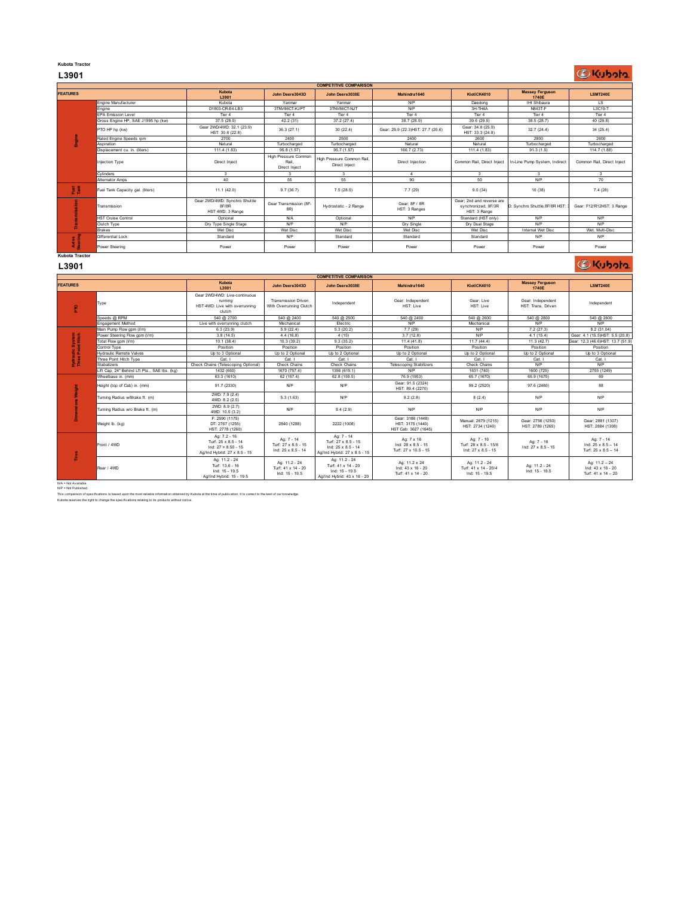Kubota Tractor

## L3901

| COMPETITIVE COMPARISON | | | | | | | | |
|---|---|---|---|---|---|---|---|---|
| **FEATURES** | | **Kubota L3901** | **John Deere3043D** | **John Deere3038E** | **Mahindra1640** | **KiotiCK4010** | **Massey Ferguson 1740E** | **LSMT240E** |
| Engine | Engine Manufacturer | Kubota | Yanmar | Yanmar | N/P | Daedong | IHI Shibaura | LS |
| | Engine | D1803-CR-E4-LB3 | 3TNV86CT-KJPT | 3TNV86CT-NJT | N/P | 3H-TH4A | N843T-F | L3C19-T |
| | EPA Emission Level | Tier 4 | Tier 4 | Tier 4 | Tier 4 | Tier 4 | Tier 4 | Tier 4 |
| | Gross Engine HP, SAE J1995 hp (kw) | 37.5 (28.0) | 42.2 (31) | 37.2 (27.4) | 38.7 (28.9) | 39.6 (29.5) | 38.5 (28.7) | 40 (29.8) |
| | PTO HP hp (kw) | Gear 2WD/4WD: 32.1 (23.9) HST: 30.6 (22.8) | 36.3 (27.1) | 30 (22.4) | Gear: 29.9 (22.3)HST: 27.7 (20.6) | Gear: 34.8 (25.9) HST: 33.3 (24.8) | 32.7 (24.4) | 34 (25.4) |
| | Rated Engine Speeds rpm | 2700 | 2400 | 2500 | 2400 | 2600 | 2800 | 2600 |
| | Aspiration | Natural | Turbocharged | Turbocharged | Natural | Natural | Turbocharged | Turbocharged |
| | Displacement cu. in. (liters) | 111.4 (1.83) | 95.8 (1.57) | 95.7 (1.57) | 166.7 (2.73) | 111.4 (1.83) | 91.3 (1.5) | 114.7 (1.88) |
| | Injection Type | Direct Inject | High Pressure Common Rail, Direct Inject | High Pressure Common Rail, Direct Inject | Direct Injection | Common Rail, Direct Inject | In-Line Pump System, Indirect | Common Rail, Direct Inject |
| | Cylinders | 3 | 3 | 3 | 4 | 3 | 3 | 3 |
| | Alternator Amps | 40 | 55 | 55 | 90 | 50 | N/P | 70 |
| Fuel Tank | Fuel Tank Capacity gal. (liters) | 11.1 (42.0) | 9.7 (36.7) | 7.5 (28.5) | 7.7 (29) | 9.0 (34) | 10 (38) | 7.4 (28) |
| Transmission | Transmission | Gear 2WD/4WD: Synchro Shuttle 8F/8R HST 4WD: 3 Range | Gear Transmission (8F-8R) | Hydrostatic - 2 Range | Gear: 8F / 8R HST: 3 Ranges | Gear; 2nd and reverse are synchronized, 9F/3R HST: 3 Range | D: Synchro Shuttle,8F/8R HST: 3 | Gear: F12/R12HST: 3 Range |
| | HST Cruise Control | Optional | N/A | Optional | N/P | Standard (HST only) | N/P | N/P |
| | Clutch Type | Dry Type Single Stage | N/P | N/P | Dry Single | Dry Dual Stage | N/P | N/P |
| | Brakes | Wet Disc | Wet Disc | Wet Disc | Wet Disc | Wet Disc | Internal Wet Disc | Wet, Multi-Disc |
| Axles Steering | Differential Lock | Standard | N/P | Standard | Standard | Standard | N/P | N/P |
| | Power Steering | Power | Power | Power | Power | Power | Power | Power |

Kubota Tractor

## L3901

| COMPETITIVE COMPARISON | | | | | | | | |
|---|---|---|---|---|---|---|---|---|
| **FEATURES** | | **Kubota L3901** | **John Deere3043D** | **John Deere3038E** | **Mahindra1640** | **KiotiCK4010** | **Massey Ferguson 1740E** | **LSMT240E** |
| PTO | Type | Gear 2WD/4WD: Live-continuous running HST 4WD: Live with overrunning clutch | Transmission Driven With Overrunning Clutch | Independent | Gear: Independent HST: Live | Gear: Live HST: Live | Gear: Independent HST: Trans. Driven | Independent |
| | Speeds @ RPM | 540 @ 2700 | 540 @ 2400 | 540 @ 2500 | 540 @ 2400 | 540 @ 2600 | 540 @ 2800 | 540 @ 2600 |
| | Engagement Method | Live with overrunning clutch | Mechanical | Electric | N/P | Mechanical | N/P | N/P |
| Hydraulic System Three Point Hitch | Main Pump Flow gpm (l/m) | 6.3 (23.9) | 5.9 (22.4) | 5.3 (20.2) | 7.7 (29) | N/P | 7.2 (27.3) | 8.2 (31.04) |
| | Power Steering Flow gpm (l/m) | 3.8 (14.5) | 4.4 (16.8) | 4 (15) | 3.7 (12.8) | N/P | 4.1 (15.4) | Gear: 4.1 (15.5)HST: 5.5 (20.8) |
| | Total Flow gpm (l/m) | 10.1 (38.4) | 10.3 (39.2) | 9.3 (35.2) | 11.4 (41.8) | 11.7 (44.4) | 11.3 (42.7) | Gear: 12.3 (46.6)HST: 13.7 (51.9) |
| | Control Type | Position | Position | Position | Position | Position | Position | Position |
| | Hydraulic Remote Valves | Up to 3 Optional | Up to 2 Optional | Up to 2 Optional | Up to 2 Optional | Up to 2 Optional | Up to 2 Optional | Up to 3 Optional |
| | Three Point Hitch Type | Cat. I | Cat. I | Cat. I | Cat. I | Cat. I | Cat. I | Cat. I |
| | Stabalizers | Check Chains (Telescoping Optional) | Check Chains | Check Chains | Telescoping Stabilizers | Check Chains | N/P | N/P |
| | Lift Cap. 24" Behind Lft Pts., SAE lbs. (kg) | 1432 (650) | 1670 (757.4) | 1356 (615.1) | N/P | 1631 (740) | 1600 (725) | 2755 (1249) |
| Dimensions Weight | Wheelbase in. (mm) | 63.3 (1610) | 62 (157.4) | 62.8 (159.5) | 76.9 (1953) | 65.7 (1670) | 65.9 (1675) | 69 |
| | Height (top of Cab) in. (mm) | 91.7 (2330) | N/P | N/P | Gear: 91.5 (2324) HST: 89.4 (2270) | 99.2 (2520) | 97.6 (2480) | 88 |
| | Turning Radius w/Brake ft. (m) | 2WD: 7.9 (2.4) 4WD: 8.2 (2.5) | 5.3 (1.63) | N/P | 9.2 (2.8) | 8 (2.4) | N/P | N/P |
| | Turning Radius w/o Brake ft. (m) | 2WD: 8.9 (2.7) 4WD: 10.5 (3.2) | N/P | 9.4 (2.9) | N/P | N/P | N/P | N/P |
| | Weight lb. (kg) | F: 2590 (1175) DT: 2767 (1255) HST: 2778 (1260) | 2840 (1288) | 2222 (1008) | Gear: 3186 (1448) HST: 3175 (1440) HST Cab: 3627 (1645) | Manual: 2679 (1215) HST: 2734 (1240) | Gear: 2756 (1250) HST: 2789 (1265) | Gear: 2881 (1307) HST: 2884 (1308) |
| Tires | Front / 4WD | Ag: 7.2 - 16 Turf: 25 x 8.5 - 14 Ind: 27 × 8.50 - 15 Ag/Ind Hybrid: 27 x 8.5 - 15 | Ag: 7 - 14 Turf: 27 x 8.5 - 15 Ind: 25 x 8.5 - 14 | Ag: 7 - 14 Turf: 27 x 8.5 - 15 Ind: 25 x 8.5 - 14 Ag/Ind Hybrid: 27 x 8.5 - 15 | Ag: 7 x 16 Ind: 28 x 8.5 - 15 Turf: 27 x 10.5 - 15 | Ag: 7 - 16 Turf: 28 x 8.5 - 15/6 Ind: 27 x 8.5 - 15 | Ag: 7 - 16 Ind: 27 x 8.5 - 15 | Ag: 7 - 14 Ind: 25 x 8.5 – 14 Turf: 25 x 8.5 – 14 |
| | Rear / 4WD | Ag: 11.2 - 24 Turf: 13.6 - 16 Ind: 15 - 19.5 Ag/Ind Hybrid: 15 - 19.5 | Ag: 11.2 - 24 Turf: 41 x 14 - 20 Ind: 15 - 19.5 | Ag: 11.2 - 24 Turf: 41 x 14 - 20 Ind: 15 - 19.5 Ag/Ind Hybrid: 43 x 16 - 20 | Ag: 11.2 x 24 Ind: 43 x 16 - 20 Turf: 41 x 14 - 20 | Ag: 11.2 - 24 Turf: 41 x 14 - 20/4 Ind: 15 - 19.5 | Ag: 11.2 - 24 Ind: 15 - 19.5 | Ag: 11.2 – 24 Ind: 43 x 16 - 20 Turf: 41 x 14 – 20 |

N/A = Not Available
N/P = Not Published

This comparison of specifications is based upon the most reliable information obtained by Kubota at the time of publication. It is correct to the best of our knowledge.
Kubota reserves the right to change the specifications relating to its products without notice.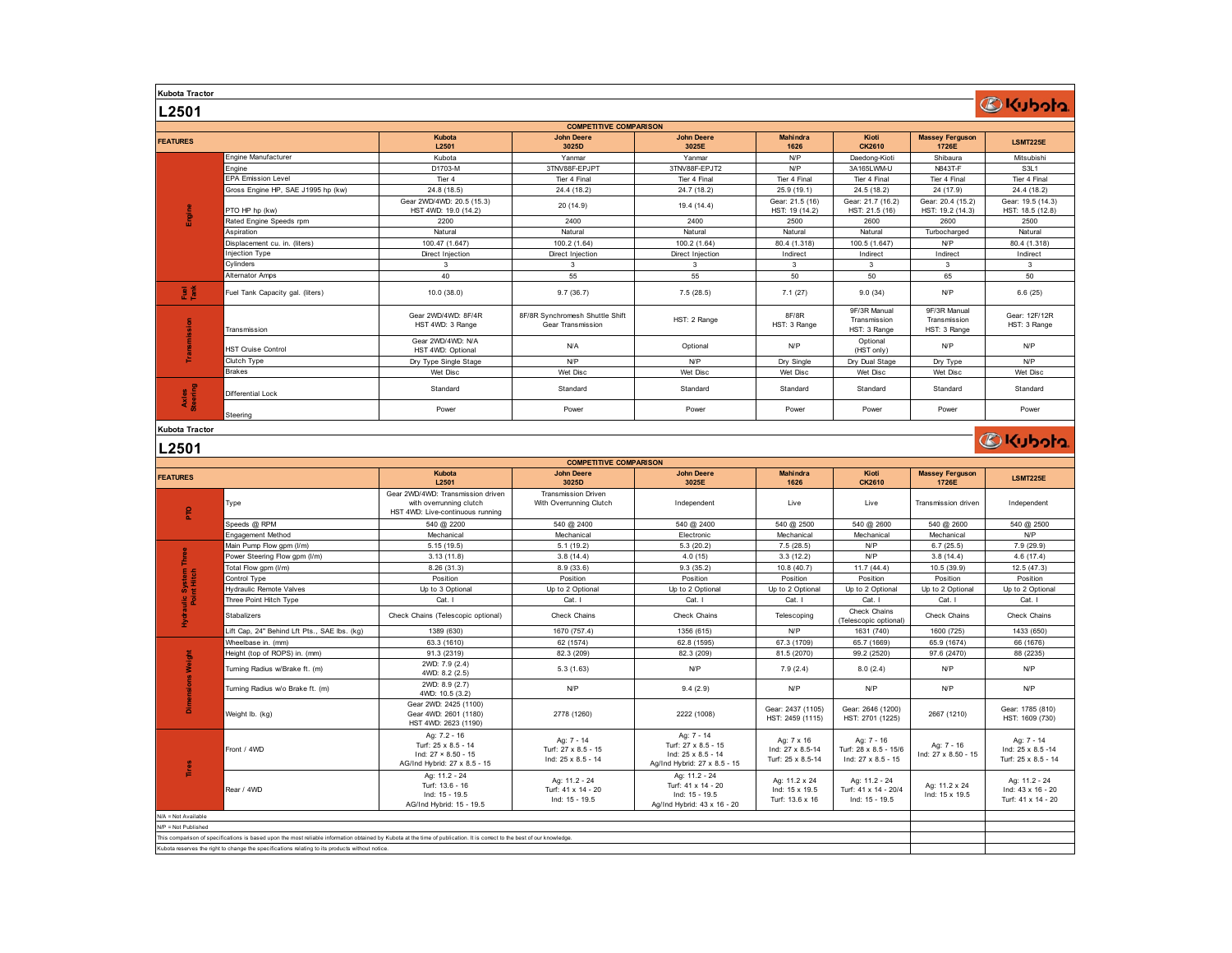Kubota Tractor

# L2501

## COMPETITIVE COMPARISON

| FEATURES | | Kubota L2501 | John Deere 3025D | John Deere 3025E | Mahindra 1626 | Kioti CK2610 | Massey Ferguson 1726E | LSMT225E |
|---|---|---|---|---|---|---|---|---|
| Engine | Engine Manufacturer | Kubota | Yanmar | Yanmar | N/P | Daedong-Kioti | Shibaura | Mitsubishi |
| | Engine | D1703-M | 3TNV88F-EPJPT | 3TNV88F-EPJT2 | N/P | 3A165LWM-U | N843T-F | S3L1 |
| | EPA Emission Level | Tier 4 | Tier 4 Final | Tier 4 Final | Tier 4 Final | Tier 4 Final | Tier 4 Final | Tier 4 Final |
| | Gross Engine HP, SAE J1995 hp (kw) | 24.8 (18.5) | 24.4 (18.2) | 24.7 (18.2) | 25.9 (19.1) | 24.5 (18.2) | 24 (17.9) | 24.4 (18.2) |
| | PTO HP hp (kw) | Gear 2WD/4WD: 20.5 (15.3) HST 4WD: 19.0 (14.2) | 20 (14.9) | 19.4 (14.4) | Gear: 21.5 (16) HST: 19 (14.2) | Gear: 21.7 (16.2) HST: 21.5 (16) | Gear: 20.4 (15.2) HST: 19.2 (14.3) | Gear: 19.5 (14.3) HST: 18.5 (12.8) |
| | Rated Engine Speeds rpm | 2200 | 2400 | 2400 | 2500 | 2600 | 2600 | 2500 |
| | Aspiration | Natural | Natural | Natural | Natural | Natural | Turbocharged | Natural |
| | Displacement cu. in. (liters) | 100.47 (1.647) | 100.2 (1.64) | 100.2 (1.64) | 80.4 (1.318) | 100.5 (1.647) | N/P | 80.4 (1.318) |
| | Injection Type | Direct Injection | Direct Injection | Direct Injection | Indirect | Indirect | Indirect | Indirect |
| | Cylinders | 3 | 3 | 3 | 3 | 3 | 3 | 3 |
| | Alternator Amps | 40 | 55 | 55 | 50 | 50 | 65 | 50 |
| Fuel Tank | Fuel Tank Capacity gal. (liters) | 10.0 (38.0) | 9.7 (36.7) | 7.5 (28.5) | 7.1 (27) | 9.0 (34) | N/P | 6.6 (25) |
| Transmission | Transmission | Gear 2WD/4WD: 8F/4R HST 4WD: 3 Range | 8F/8R Synchromesh Shuttle Shift Gear Transmission | HST: 2 Range | 8F/8R HST: 3 Range | 9F/3R Manual Transmission HST: 3 Range | 9F/3R Manual Transmission HST: 3 Range | Gear: 12F/12R HST: 3 Range |
| | HST Cruise Control | Gear 2WD/4WD: N/A HST 4WD: Optional | N/A | Optional | N/P | Optional (HST only) | N/P | N/P |
| | Clutch Type | Dry Type Single Stage | N/P | N/P | Dry Single | Dry Dual Stage | Dry Type | N/P |
| | Brakes | Wet Disc | Wet Disc | Wet Disc | Wet Disc | Wet Disc | Wet Disc | Wet Disc |
| Axles Steering | Differential Lock | Standard | Standard | Standard | Standard | Standard | Standard | Standard |
| | Steering | Power | Power | Power | Power | Power | Power | Power |

Kubota Tractor

# L2501

## COMPETITIVE COMPARISON

| FEATURES | | Kubota L2501 | John Deere 3025D | John Deere 3025E | Mahindra 1626 | Kioti CK2610 | Massey Ferguson 1726E | LSMT225E |
|---|---|---|---|---|---|---|---|---|
| PTO | Type | Gear 2WD/4WD: Transmission driven with overrunning clutch HST 4WD: Live-continuous running | Transmission Driven With Overrunning Clutch | Independent | Live | Live | Transmission driven | Independent |
| | Speeds @ RPM | 540 @ 2200 | 540 @ 2400 | 540 @ 2400 | 540 @ 2500 | 540 @ 2600 | 540 @ 2600 | 540 @ 2500 |
| | Engagement Method | Mechanical | Mechanical | Electronic | Mechanical | Mechanical | Mechanical | N/P |
| Hydraulic System Three Point Hitch | Main Pump Flow gpm (l/m) | 5.15 (19.5) | 5.1 (19.2) | 5.3 (20.2) | 7.5 (28.5) | N/P | 6.7 (25.5) | 7.9 (29.9) |
| | Power Steering Flow gpm (l/m) | 3.13 (11.8) | 3.8 (14.4) | 4.0 (15) | 3.3 (12.2) | N/P | 3.8 (14.4) | 4.6 (17.4) |
| | Total Flow gpm (l/m) | 8.26 (31.3) | 8.9 (33.6) | 9.3 (35.2) | 10.8 (40.7) | 11.7 (44.4) | 10.5 (39.9) | 12.5 (47.3) |
| | Control Type | Position | Position | Position | Position | Position | Position | Position |
| | Hydraulic Remote Valves | Up to 3 Optional | Up to 2 Optional | Up to 2 Optional | Up to 2 Optional | Up to 2 Optional | Up to 2 Optional | Up to 2 Optional |
| | Three Point Hitch Type | Cat. I | Cat. I | Cat. I | Cat. I | Cat. I | Cat. I | Cat. I |
| | Stabalizers | Check Chains (Telescopic optional) | Check Chains | Check Chains | Telescoping | Check Chains (Telescopic optional) | Check Chains | Check Chains |
| | Lift Cap, 24" Behind Lft Pts., SAE lbs. (kg) | 1389 (630) | 1670 (757.4) | 1356 (615) | N/P | 1631 (740) | 1600 (725) | 1433 (650) |
| Dimensions Weight | Wheelbase in. (mm) | 63.3 (1610) | 62 (1574) | 62.8 (1595) | 67.3 (1709) | 65.7 (1669) | 65.9 (1674) | 66 (1676) |
| | Height (top of ROPS) in. (mm) | 91.3 (2319) | 82.3 (209) | 82.3 (209) | 81.5 (2070) | 99.2 (2520) | 97.6 (2470) | 88 (2235) |
| | Turning Radius w/Brake ft. (m) | 2WD: 7.9 (2.4) 4WD: 8.2 (2.5) | 5.3 (1.63) | N/P | 7.9 (2.4) | 8.0 (2.4) | N/P | N/P |
| | Turning Radius w/o Brake ft. (m) | 2WD: 8.9 (2.7) 4WD: 10.5 (3.2) | N/P | 9.4 (2.9) | N/P | N/P | N/P | N/P |
| | Weight lb. (kg) | Gear 2WD: 2425 (1100) Gear 4WD: 2601 (1180) HST 4WD: 2623 (1190) | 2778 (1260) | 2222 (1008) | Gear: 2437 (1105) HST: 2459 (1115) | Gear: 2646 (1200) HST: 2701 (1225) | 2667 (1210) | Gear: 1785 (810) HST: 1609 (730) |
| Tires | Front / 4WD | Ag: 7.2 - 16 Turf: 25 x 8.5 - 14 Ind: 27 × 8.50 - 15 AG/Ind Hybrid: 27 x 8.5 - 15 | Ag: 7 - 14 Turf: 27 x 8.5 - 15 Ind: 25 x 8.5 - 14 | Ag: 7 - 14 Turf: 27 x 8.5 - 15 Ind: 25 x 8.5 - 14 Ag/Ind Hybrid: 27 x 8.5 - 15 | Ag: 7 x 16 Ind: 27 x 8.5-14 Turf: 25 x 8.5-14 | Ag: 7 - 16 Turf: 28 x 8.5 - 15/6 Ind: 27 x 8.5 - 15 | Ag: 7 - 16 Ind: 27 x 8.50 - 15 | Ag: 7 - 14 Ind: 25 x 8.5 -14 Turf: 25 x 8.5 - 14 |
| | Rear / 4WD | Ag: 11.2 - 24 Turf: 13.6 - 16 Ind: 15 - 19.5 AG/Ind Hybrid: 15 - 19.5 | Ag: 11.2 - 24 Turf: 41 x 14 - 20 Ind: 15 - 19.5 | Ag: 11.2 - 24 Turf: 41 x 14 - 20 Ind: 15 - 19.5 Ag/Ind Hybrid: 43 x 16 - 20 | Ag: 11.2 x 24 Ind: 15 x 19.5 Turf: 13.6 x 16 | Ag: 11.2 - 24 Turf: 41 x 14 - 20/4 Ind: 15 - 19.5 | Ag: 11.2 x 24 Ind: 15 x 19.5 | Ag: 11.2 - 24 Ind: 43 x 16 - 20 Turf: 41 x 14 - 20 |

N/A = Not Available

N/P = Not Published

This comparison of specifications is based upon the most reliable information obtained by Kubota at the time of publication. It is correct to the best of our knowledge.

Kubota reserves the right to change the specifications relating to its products without notice.